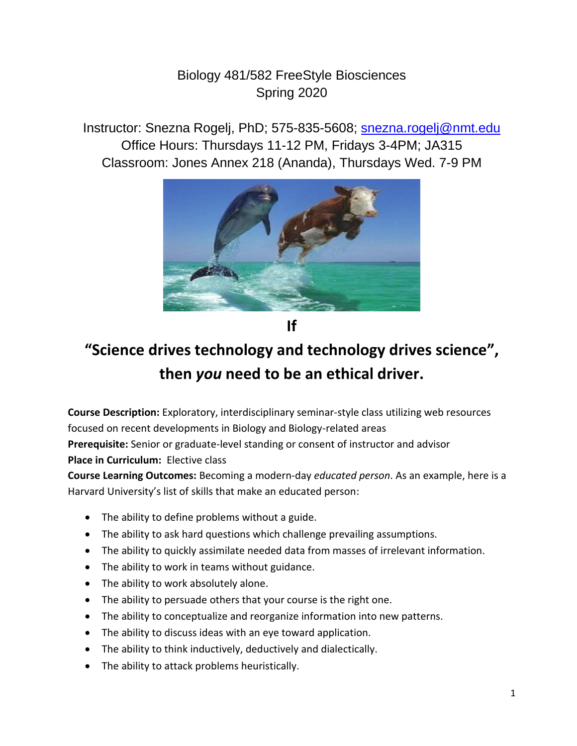# Biology 481/582 FreeStyle Biosciences
## Spring 2020

Instructor: Snezna Rogelj, PhD; 575-835-5608; snezna.rogelj@nmt.edu
Office Hours: Thursdays 11-12 PM, Fridays 3-4PM; JA315
Classroom: Jones Annex 218 (Ananda), Thursdays Wed. 7-9 PM

**If**

**"Science drives technology and technology drives science", then *you* need to be an ethical driver.**

**Course Description:** Exploratory, interdisciplinary seminar-style class utilizing web resources focused on recent developments in Biology and Biology-related areas

**Prerequisite:** Senior or graduate-level standing or consent of instructor and advisor

**Place in Curriculum:** Elective class

**Course Learning Outcomes:** Becoming a modern-day *educated person*. As an example, here is a Harvard University's list of skills that make an educated person:

- The ability to define problems without a guide.
- The ability to ask hard questions which challenge prevailing assumptions.
- The ability to quickly assimilate needed data from masses of irrelevant information.
- The ability to work in teams without guidance.
- The ability to work absolutely alone.
- The ability to persuade others that your course is the right one.
- The ability to conceptualize and reorganize information into new patterns.
- The ability to discuss ideas with an eye toward application.
- The ability to think inductively, deductively and dialectically.
- The ability to attack problems heuristically.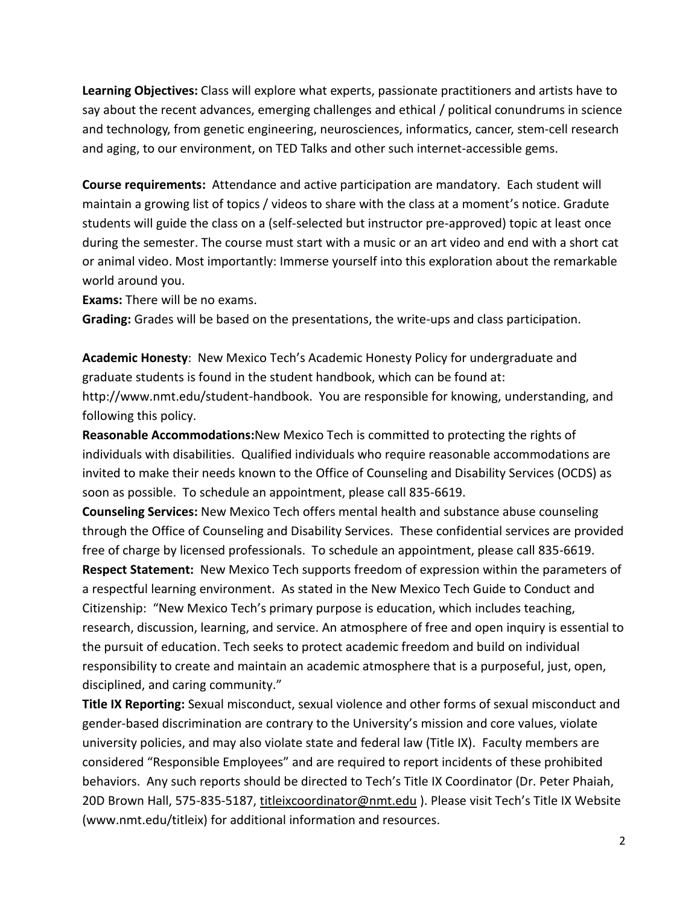**Learning Objectives:** Class will explore what experts, passionate practitioners and artists have to say about the recent advances, emerging challenges and ethical / political conundrums in science and technology, from genetic engineering, neurosciences, informatics, cancer, stem-cell research and aging, to our environment, on TED Talks and other such internet-accessible gems.

**Course requirements:** Attendance and active participation are mandatory. Each student will maintain a growing list of topics / videos to share with the class at a moment's notice. Gradute students will guide the class on a (self-selected but instructor pre-approved) topic at least once during the semester. The course must start with a music or an art video and end with a short cat or animal video. Most importantly: Immerse yourself into this exploration about the remarkable world around you.

**Exams:** There will be no exams.

**Grading:** Grades will be based on the presentations, the write-ups and class participation.

**Academic Honesty**: New Mexico Tech's Academic Honesty Policy for undergraduate and graduate students is found in the student handbook, which can be found at: http://www.nmt.edu/student-handbook. You are responsible for knowing, understanding, and following this policy.

**Reasonable Accommodations:** New Mexico Tech is committed to protecting the rights of individuals with disabilities. Qualified individuals who require reasonable accommodations are invited to make their needs known to the Office of Counseling and Disability Services (OCDS) as soon as possible. To schedule an appointment, please call 835-6619.

**Counseling Services:** New Mexico Tech offers mental health and substance abuse counseling through the Office of Counseling and Disability Services. These confidential services are provided free of charge by licensed professionals. To schedule an appointment, please call 835-6619.

**Respect Statement:** New Mexico Tech supports freedom of expression within the parameters of a respectful learning environment. As stated in the New Mexico Tech Guide to Conduct and Citizenship: "New Mexico Tech's primary purpose is education, which includes teaching, research, discussion, learning, and service. An atmosphere of free and open inquiry is essential to the pursuit of education. Tech seeks to protect academic freedom and build on individual responsibility to create and maintain an academic atmosphere that is a purposeful, just, open, disciplined, and caring community."

**Title IX Reporting:** Sexual misconduct, sexual violence and other forms of sexual misconduct and gender-based discrimination are contrary to the University's mission and core values, violate university policies, and may also violate state and federal law (Title IX). Faculty members are considered "Responsible Employees" and are required to report incidents of these prohibited behaviors. Any such reports should be directed to Tech's Title IX Coordinator (Dr. Peter Phaiah, 20D Brown Hall, 575-835-5187, titleixcoordinator@nmt.edu ). Please visit Tech's Title IX Website (www.nmt.edu/titleix) for additional information and resources.